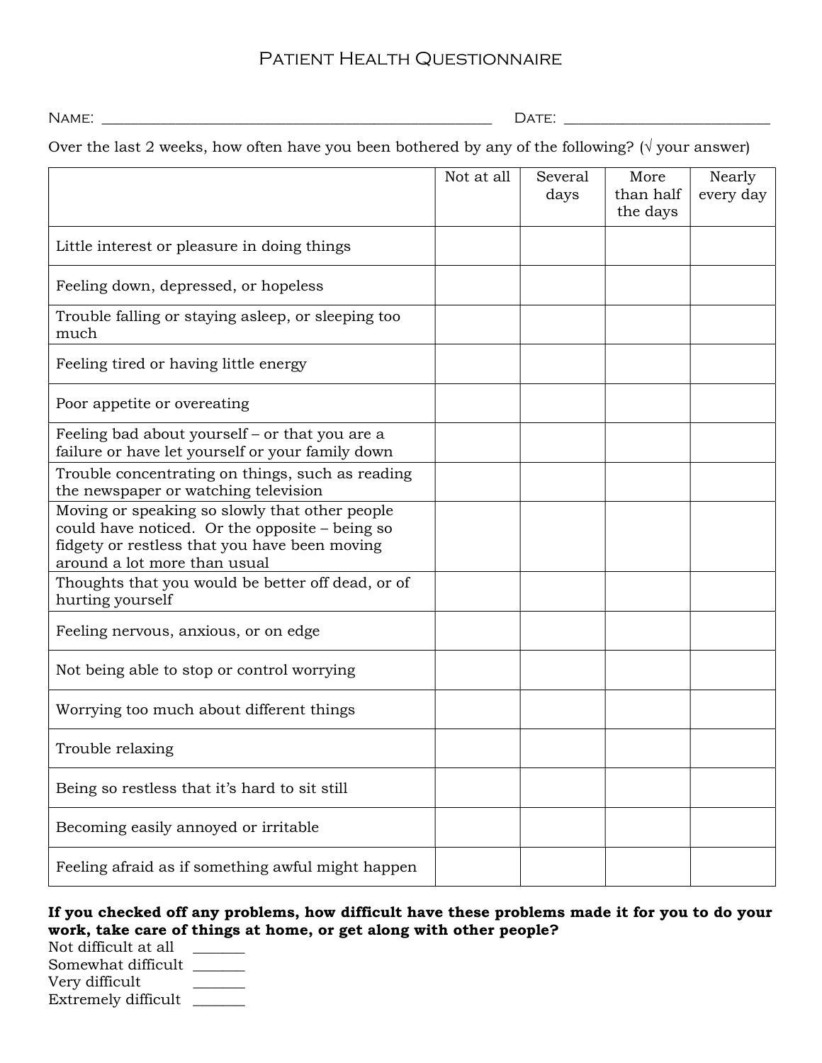# Patient Health Questionnaire

Name: ____________________________________________  Date: ______________________

Over the last 2 weeks, how often have you been bothered by any of the following? (√ your answer)

| | Not at all | Several days | More than half the days | Nearly every day |
|---|---|---|---|---|
| Little interest or pleasure in doing things | | | | |
| Feeling down, depressed, or hopeless | | | | |
| Trouble falling or staying asleep, or sleeping too much | | | | |
| Feeling tired or having little energy | | | | |
| Poor appetite or overeating | | | | |
| Feeling bad about yourself – or that you are a failure or have let yourself or your family down | | | | |
| Trouble concentrating on things, such as reading the newspaper or watching television | | | | |
| Moving or speaking so slowly that other people could have noticed. Or the opposite – being so fidgety or restless that you have been moving around a lot more than usual | | | | |
| Thoughts that you would be better off dead, or of hurting yourself | | | | |
| Feeling nervous, anxious, or on edge | | | | |
| Not being able to stop or control worrying | | | | |
| Worrying too much about different things | | | | |
| Trouble relaxing | | | | |
| Being so restless that it's hard to sit still | | | | |
| Becoming easily annoyed or irritable | | | | |
| Feeling afraid as if something awful might happen | | | | |

**If you checked off any problems, how difficult have these problems made it for you to do your work, take care of things at home, or get along with other people?**

Not difficult at all _______
Somewhat difficult _______
Very difficult _______
Extremely difficult _______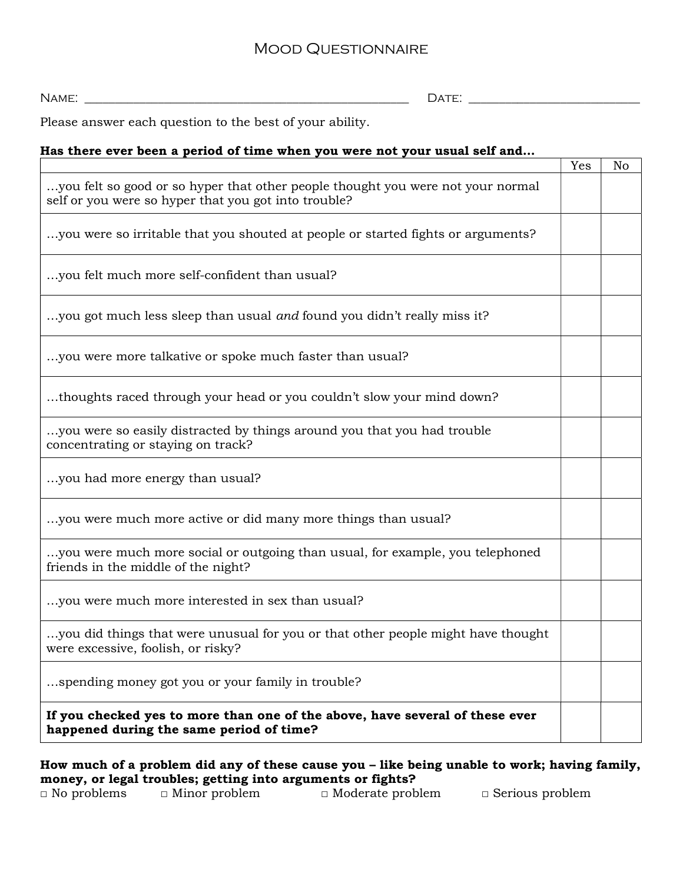# Mood Questionnaire

Name: \_\_\_\_\_\_\_\_\_\_\_\_\_\_\_\_\_\_\_\_\_\_\_\_\_\_\_\_\_\_\_\_\_\_\_\_\_\_\_\_\_\_\_\_\_\_\_\_ Date: \_\_\_\_\_\_\_\_\_\_\_\_\_\_\_\_\_\_\_\_\_\_\_\_\_\_

Please answer each question to the best of your ability.

**Has there ever been a period of time when you were not your usual self and…**

| | Yes | No |
|---|---|---|
| …you felt so good or so hyper that other people thought you were not your normal self or you were so hyper that you got into trouble? | | |
| …you were so irritable that you shouted at people or started fights or arguments? | | |
| …you felt much more self-confident than usual? | | |
| …you got much less sleep than usual *and* found you didn't really miss it? | | |
| …you were more talkative or spoke much faster than usual? | | |
| …thoughts raced through your head or you couldn't slow your mind down? | | |
| …you were so easily distracted by things around you that you had trouble concentrating or staying on track? | | |
| …you had more energy than usual? | | |
| …you were much more active or did many more things than usual? | | |
| …you were much more social or outgoing than usual, for example, you telephoned friends in the middle of the night? | | |
| …you were much more interested in sex than usual? | | |
| …you did things that were unusual for you or that other people might have thought were excessive, foolish, or risky? | | |
| …spending money got you or your family in trouble? | | |
| **If you checked yes to more than one of the above, have several of these ever happened during the same period of time?** | | |

**How much of a problem did any of these cause you – like being unable to work; having family, money, or legal troubles; getting into arguments or fights?**

□ No problems □ Minor problem □ Moderate problem □ Serious problem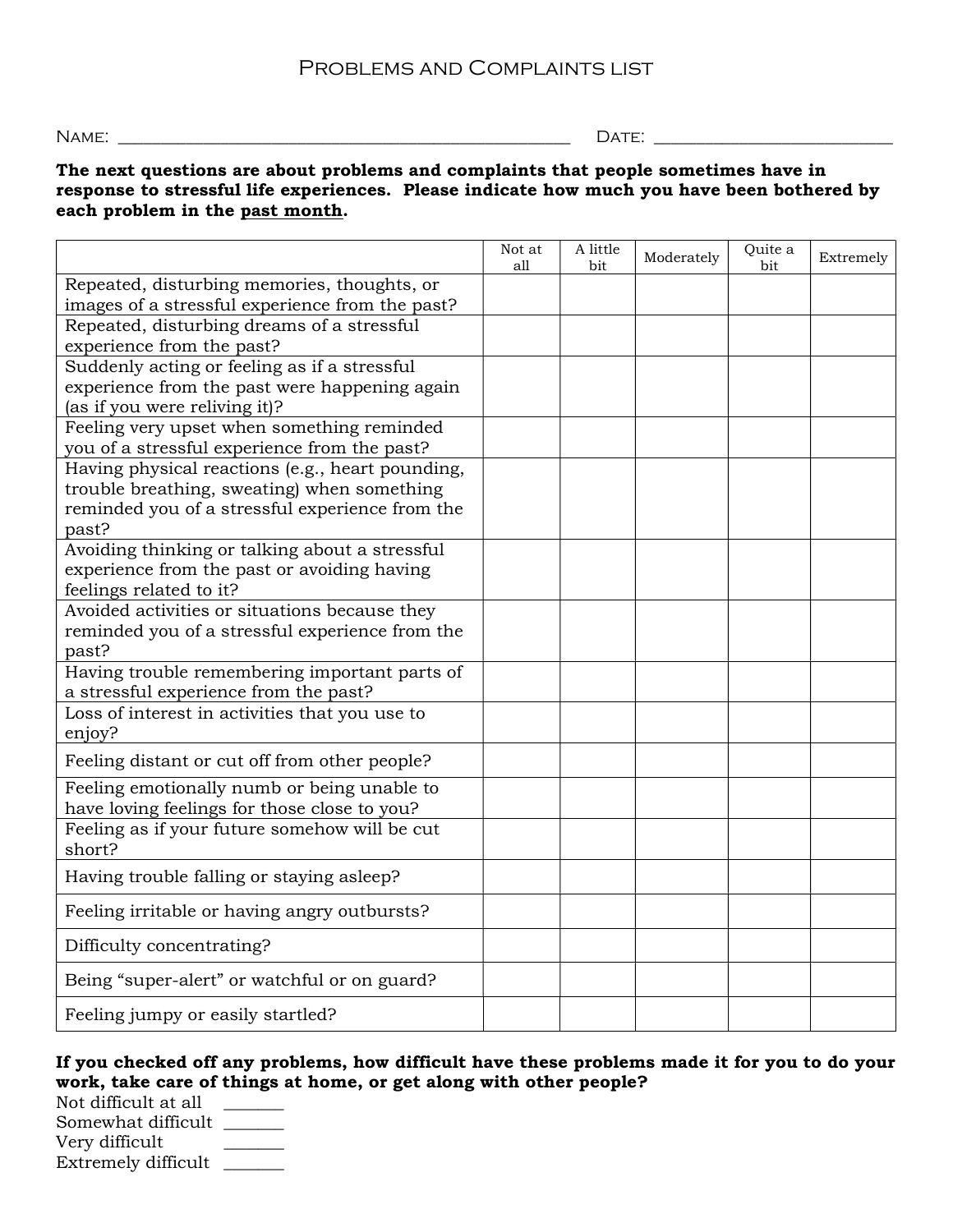# Problems and Complaints list

Name: \_\_\_\_\_\_\_\_\_\_\_\_\_\_\_\_\_\_\_\_\_\_\_\_\_\_\_\_\_\_\_\_\_\_\_\_\_\_\_\_\_\_\_\_\_\_\_\_\_\_ Date: \_\_\_\_\_\_\_\_\_\_\_\_\_\_\_\_\_\_\_\_\_\_\_\_\_\_\_\_

**The next questions are about problems and complaints that people sometimes have in response to stressful life experiences. Please indicate how much you have been bothered by each problem in the past month.**

| | Not at all | A little bit | Moderately | Quite a bit | Extremely |
|---|---|---|---|---|---|
| Repeated, disturbing memories, thoughts, or images of a stressful experience from the past? | | | | | |
| Repeated, disturbing dreams of a stressful experience from the past? | | | | | |
| Suddenly acting or feeling as if a stressful experience from the past were happening again (as if you were reliving it)? | | | | | |
| Feeling very upset when something reminded you of a stressful experience from the past? | | | | | |
| Having physical reactions (e.g., heart pounding, trouble breathing, sweating) when something reminded you of a stressful experience from the past? | | | | | |
| Avoiding thinking or talking about a stressful experience from the past or avoiding having feelings related to it? | | | | | |
| Avoided activities or situations because they reminded you of a stressful experience from the past? | | | | | |
| Having trouble remembering important parts of a stressful experience from the past? | | | | | |
| Loss of interest in activities that you use to enjoy? | | | | | |
| Feeling distant or cut off from other people? | | | | | |
| Feeling emotionally numb or being unable to have loving feelings for those close to you? | | | | | |
| Feeling as if your future somehow will be cut short? | | | | | |
| Having trouble falling or staying asleep? | | | | | |
| Feeling irritable or having angry outbursts? | | | | | |
| Difficulty concentrating? | | | | | |
| Being "super-alert" or watchful or on guard? | | | | | |
| Feeling jumpy or easily startled? | | | | | |

**If you checked off any problems, how difficult have these problems made it for you to do your work, take care of things at home, or get along with other people?**

Not difficult at all \_\_\_\_\_\_\_

Somewhat difficult \_\_\_\_\_\_\_

Very difficult \_\_\_\_\_\_\_

Extremely difficult \_\_\_\_\_\_\_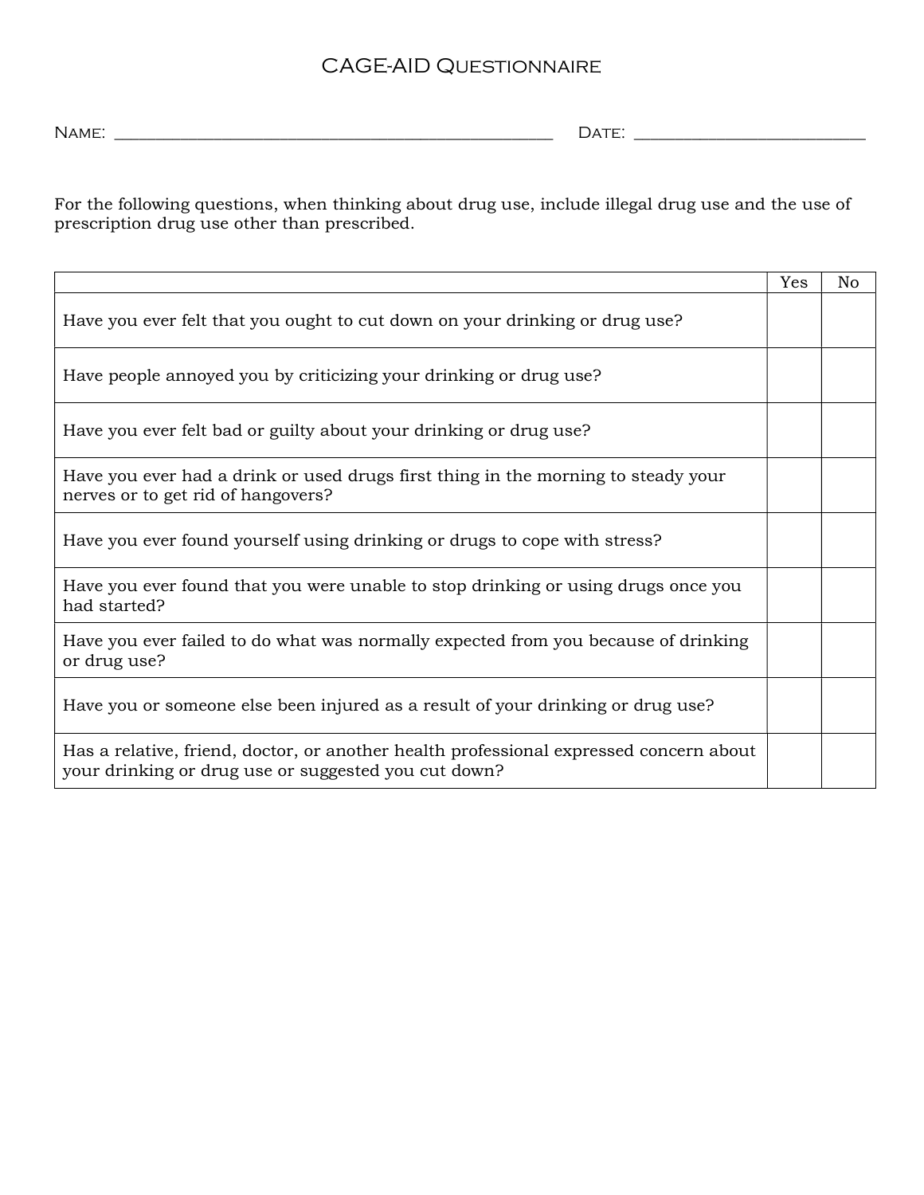# CAGE-AID Questionnaire

Name: ______________________________________________ Date: ________________________

For the following questions, when thinking about drug use, include illegal drug use and the use of prescription drug use other than prescribed.

| | Yes | No |
|---|---|---|
| Have you ever felt that you ought to cut down on your drinking or drug use? | | |
| Have people annoyed you by criticizing your drinking or drug use? | | |
| Have you ever felt bad or guilty about your drinking or drug use? | | |
| Have you ever had a drink or used drugs first thing in the morning to steady your nerves or to get rid of hangovers? | | |
| Have you ever found yourself using drinking or drugs to cope with stress? | | |
| Have you ever found that you were unable to stop drinking or using drugs once you had started? | | |
| Have you ever failed to do what was normally expected from you because of drinking or drug use? | | |
| Have you or someone else been injured as a result of your drinking or drug use? | | |
| Has a relative, friend, doctor, or another health professional expressed concern about your drinking or drug use or suggested you cut down? | | |